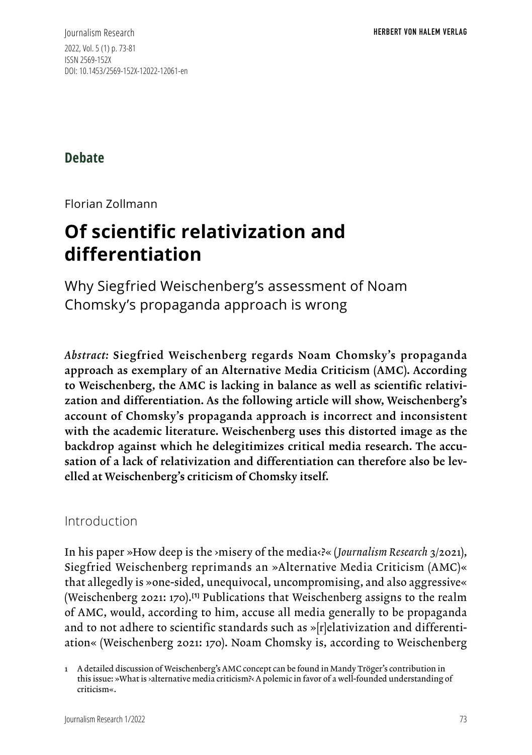## Debate

Florian Zollmann

# Of scientific relativization and differentiation

Why Siegfried Weischenberg's assessment of Noam Chomsky's propaganda approach is wrong

***Abstract:*** **Siegfried Weischenberg regards Noam Chomsky's propaganda approach as exemplary of an Alternative Media Criticism (AMC). According to Weischenberg, the AMC is lacking in balance as well as scientific relativization and differentiation. As the following article will show, Weischenberg's account of Chomsky's propaganda approach is incorrect and inconsistent with the academic literature. Weischenberg uses this distorted image as the backdrop against which he delegitimizes critical media research. The accusation of a lack of relativization and differentiation can therefore also be levelled at Weischenberg's criticism of Chomsky itself.**

## Introduction

In his paper »How deep is the ›misery of the media‹?« (*Journalism Research* 3/2021), Siegfried Weischenberg reprimands an »Alternative Media Criticism (AMC)« that allegedly is »one-sided, unequivocal, uncompromising, and also aggressive« (Weischenberg 2021: 170).[1] Publications that Weischenberg assigns to the realm of AMC, would, according to him, accuse all media generally to be propaganda and to not adhere to scientific standards such as »[r]elativization and differentiation« (Weischenberg 2021: 170). Noam Chomsky is, according to Weischenberg

1 A detailed discussion of Weischenberg's AMC concept can be found in Mandy Tröger's contribution in this issue: »What is ›alternative media criticism?‹ A polemic in favor of a well-founded understanding of criticism«.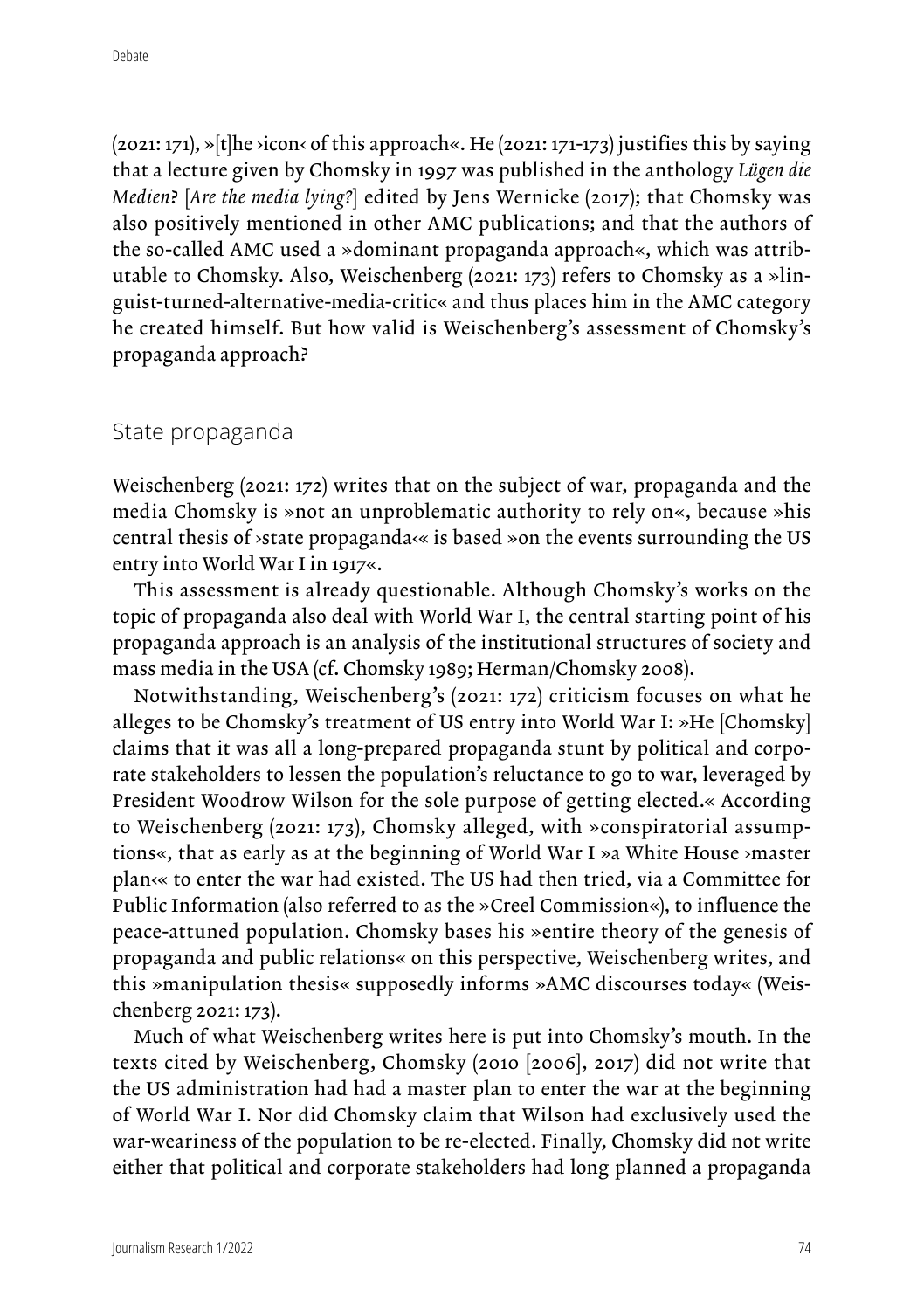(2021: 171), »[t]he ›icon‹ of this approach«. He (2021: 171-173) justifies this by saying that a lecture given by Chomsky in 1997 was published in the anthology *Lügen die Medien*? [*Are the media lying?*] edited by Jens Wernicke (2017); that Chomsky was also positively mentioned in other AMC publications; and that the authors of the so-called AMC used a »dominant propaganda approach«, which was attributable to Chomsky. Also, Weischenberg (2021: 173) refers to Chomsky as a »linguist-turned-alternative-media-critic« and thus places him in the AMC category he created himself. But how valid is Weischenberg's assessment of Chomsky's propaganda approach?

## State propaganda

Weischenberg (2021: 172) writes that on the subject of war, propaganda and the media Chomsky is »not an unproblematic authority to rely on«, because »his central thesis of ›state propaganda‹« is based »on the events surrounding the US entry into World War I in 1917«.

This assessment is already questionable. Although Chomsky's works on the topic of propaganda also deal with World War I, the central starting point of his propaganda approach is an analysis of the institutional structures of society and mass media in the USA (cf. Chomsky 1989; Herman/Chomsky 2008).

Notwithstanding, Weischenberg's (2021: 172) criticism focuses on what he alleges to be Chomsky's treatment of US entry into World War I: »He [Chomsky] claims that it was all a long-prepared propaganda stunt by political and corporate stakeholders to lessen the population's reluctance to go to war, leveraged by President Woodrow Wilson for the sole purpose of getting elected.« According to Weischenberg (2021: 173), Chomsky alleged, with »conspiratorial assumptions«, that as early as at the beginning of World War I »a White House ›master plan‹« to enter the war had existed. The US had then tried, via a Committee for Public Information (also referred to as the »Creel Commission«), to influence the peace-attuned population. Chomsky bases his »entire theory of the genesis of propaganda and public relations« on this perspective, Weischenberg writes, and this »manipulation thesis« supposedly informs »AMC discourses today« (Weischenberg 2021: 173).

Much of what Weischenberg writes here is put into Chomsky's mouth. In the texts cited by Weischenberg, Chomsky (2010 [2006], 2017) did not write that the US administration had had a master plan to enter the war at the beginning of World War I. Nor did Chomsky claim that Wilson had exclusively used the war-weariness of the population to be re-elected. Finally, Chomsky did not write either that political and corporate stakeholders had long planned a propaganda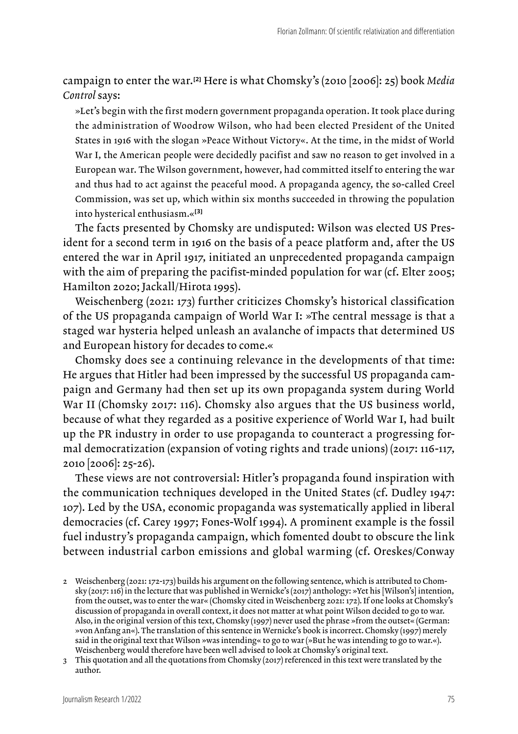campaign to enter the war.[2] Here is what Chomsky's (2010 [2006]: 25) book *Media Control* says:

> »Let's begin with the first modern government propaganda operation. It took place during the administration of Woodrow Wilson, who had been elected President of the United States in 1916 with the slogan »Peace Without Victory«. At the time, in the midst of World War I, the American people were decidedly pacifist and saw no reason to get involved in a European war. The Wilson government, however, had committed itself to entering the war and thus had to act against the peaceful mood. A propaganda agency, the so-called Creel Commission, was set up, which within six months succeeded in throwing the population into hysterical enthusiasm.«[3]

The facts presented by Chomsky are undisputed: Wilson was elected US President for a second term in 1916 on the basis of a peace platform and, after the US entered the war in April 1917, initiated an unprecedented propaganda campaign with the aim of preparing the pacifist-minded population for war (cf. Elter 2005; Hamilton 2020; Jackall/Hirota 1995).

Weischenberg (2021: 173) further criticizes Chomsky's historical classification of the US propaganda campaign of World War I: »The central message is that a staged war hysteria helped unleash an avalanche of impacts that determined US and European history for decades to come.«

Chomsky does see a continuing relevance in the developments of that time: He argues that Hitler had been impressed by the successful US propaganda campaign and Germany had then set up its own propaganda system during World War II (Chomsky 2017: 116). Chomsky also argues that the US business world, because of what they regarded as a positive experience of World War I, had built up the PR industry in order to use propaganda to counteract a progressing formal democratization (expansion of voting rights and trade unions) (2017: 116-117, 2010 [2006]: 25-26).

These views are not controversial: Hitler's propaganda found inspiration with the communication techniques developed in the United States (cf. Dudley 1947: 107). Led by the USA, economic propaganda was systematically applied in liberal democracies (cf. Carey 1997; Fones-Wolf 1994). A prominent example is the fossil fuel industry's propaganda campaign, which fomented doubt to obscure the link between industrial carbon emissions and global warming (cf. Oreskes/Conway

---

2 Weischenberg (2021: 172-173) builds his argument on the following sentence, which is attributed to Chomsky (2017: 116) in the lecture that was published in Wernicke's (2017) anthology: »Yet his [Wilson's] intention, from the outset, was to enter the war« (Chomsky cited in Weischenberg 2021: 172). If one looks at Chomsky's discussion of propaganda in overall context, it does not matter at what point Wilson decided to go to war. Also, in the original version of this text, Chomsky (1997) never used the phrase »from the outset« (German: »von Anfang an«). The translation of this sentence in Wernicke's book is incorrect. Chomsky (1997) merely said in the original text that Wilson »was intending« to go to war (»But he was intending to go to war.«). Weischenberg would therefore have been well advised to look at Chomsky's original text.

3 This quotation and all the quotations from Chomsky (2017) referenced in this text were translated by the author.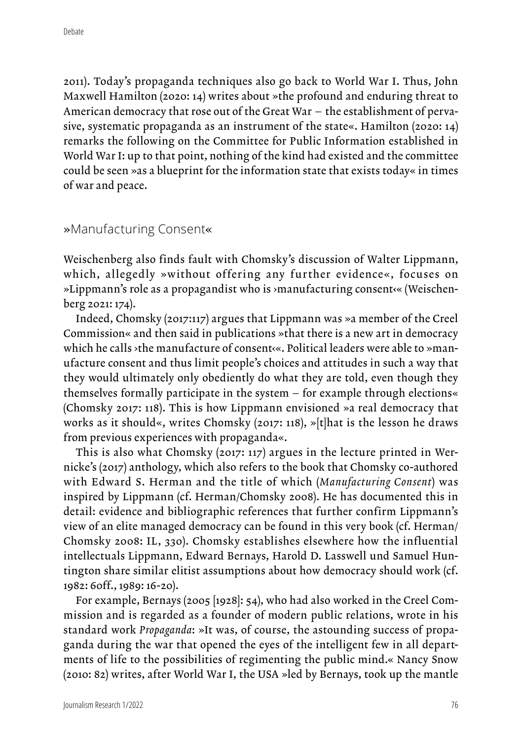2011). Today's propaganda techniques also go back to World War I. Thus, John Maxwell Hamilton (2020: 14) writes about »the profound and enduring threat to American democracy that rose out of the Great War – the establishment of pervasive, systematic propaganda as an instrument of the state«. Hamilton (2020: 14) remarks the following on the Committee for Public Information established in World War I: up to that point, nothing of the kind had existed and the committee could be seen »as a blueprint for the information state that exists today« in times of war and peace.

## »Manufacturing Consent«

Weischenberg also finds fault with Chomsky's discussion of Walter Lippmann, which, allegedly »without offering any further evidence«, focuses on »Lippmann's role as a propagandist who is ›manufacturing consent‹« (Weischenberg 2021: 174).

Indeed, Chomsky (2017:117) argues that Lippmann was »a member of the Creel Commission« and then said in publications »that there is a new art in democracy which he calls ›the manufacture of consent‹«. Political leaders were able to »manufacture consent and thus limit people's choices and attitudes in such a way that they would ultimately only obediently do what they are told, even though they themselves formally participate in the system – for example through elections« (Chomsky 2017: 118). This is how Lippmann envisioned »a real democracy that works as it should«, writes Chomsky (2017: 118), »[t]hat is the lesson he draws from previous experiences with propaganda«.

This is also what Chomsky (2017: 117) argues in the lecture printed in Wernicke's (2017) anthology, which also refers to the book that Chomsky co-authored with Edward S. Herman and the title of which (*Manufacturing Consent*) was inspired by Lippmann (cf. Herman/Chomsky 2008). He has documented this in detail: evidence and bibliographic references that further confirm Lippmann's view of an elite managed democracy can be found in this very book (cf. Herman/Chomsky 2008: IL, 330). Chomsky establishes elsewhere how the influential intellectuals Lippmann, Edward Bernays, Harold D. Lasswell und Samuel Huntington share similar elitist assumptions about how democracy should work (cf. 1982: 60ff., 1989: 16-20).

For example, Bernays (2005 [1928]: 54), who had also worked in the Creel Commission and is regarded as a founder of modern public relations, wrote in his standard work *Propaganda*: »It was, of course, the astounding success of propaganda during the war that opened the eyes of the intelligent few in all departments of life to the possibilities of regimenting the public mind.« Nancy Snow (2010: 82) writes, after World War I, the USA »led by Bernays, took up the mantle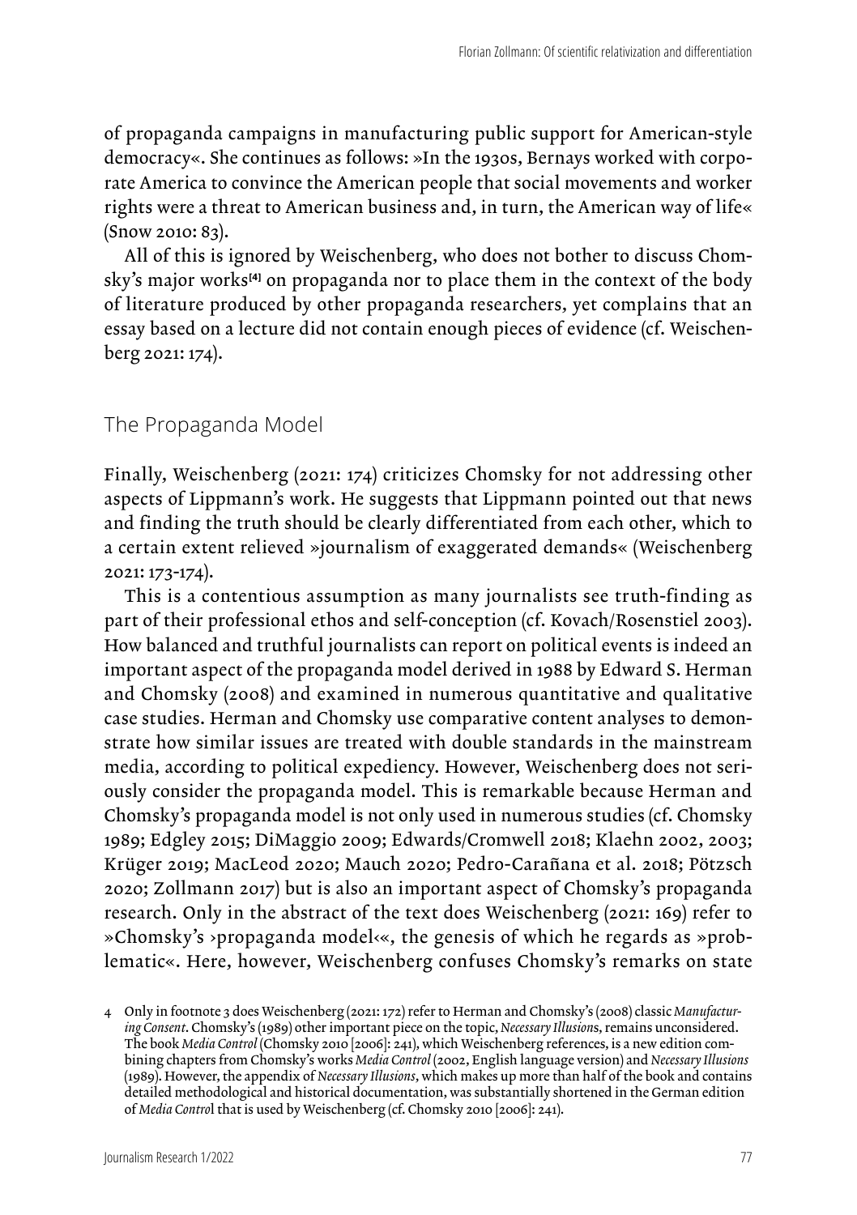of propaganda campaigns in manufacturing public support for American-style democracy«. She continues as follows: »In the 1930s, Bernays worked with corporate America to convince the American people that social movements and worker rights were a threat to American business and, in turn, the American way of life« (Snow 2010: 83).

All of this is ignored by Weischenberg, who does not bother to discuss Chomsky's major works[4] on propaganda nor to place them in the context of the body of literature produced by other propaganda researchers, yet complains that an essay based on a lecture did not contain enough pieces of evidence (cf. Weischenberg 2021: 174).

## The Propaganda Model

Finally, Weischenberg (2021: 174) criticizes Chomsky for not addressing other aspects of Lippmann's work. He suggests that Lippmann pointed out that news and finding the truth should be clearly differentiated from each other, which to a certain extent relieved »journalism of exaggerated demands« (Weischenberg 2021: 173-174).

This is a contentious assumption as many journalists see truth-finding as part of their professional ethos and self-conception (cf. Kovach/Rosenstiel 2003). How balanced and truthful journalists can report on political events is indeed an important aspect of the propaganda model derived in 1988 by Edward S. Herman and Chomsky (2008) and examined in numerous quantitative and qualitative case studies. Herman and Chomsky use comparative content analyses to demonstrate how similar issues are treated with double standards in the mainstream media, according to political expediency. However, Weischenberg does not seriously consider the propaganda model. This is remarkable because Herman and Chomsky's propaganda model is not only used in numerous studies (cf. Chomsky 1989; Edgley 2015; DiMaggio 2009; Edwards/Cromwell 2018; Klaehn 2002, 2003; Krüger 2019; MacLeod 2020; Mauch 2020; Pedro-Carañana et al. 2018; Pötzsch 2020; Zollmann 2017) but is also an important aspect of Chomsky's propaganda research. Only in the abstract of the text does Weischenberg (2021: 169) refer to »Chomsky's ›propaganda model‹«, the genesis of which he regards as »problematic«. Here, however, Weischenberg confuses Chomsky's remarks on state

4 Only in footnote 3 does Weischenberg (2021: 172) refer to Herman and Chomsky's (2008) classic *Manufacturing Consent*. Chomsky's (1989) other important piece on the topic, *Necessary Illusions*, remains unconsidered. The book *Media Control* (Chomsky 2010 [2006]: 241), which Weischenberg references, is a new edition combining chapters from Chomsky's works *Media Control* (2002, English language version) and *Necessary Illusions* (1989). However, the appendix of *Necessary Illusions*, which makes up more than half of the book and contains detailed methodological and historical documentation, was substantially shortened in the German edition of *Media Control* that is used by Weischenberg (cf. Chomsky 2010 [2006]: 241).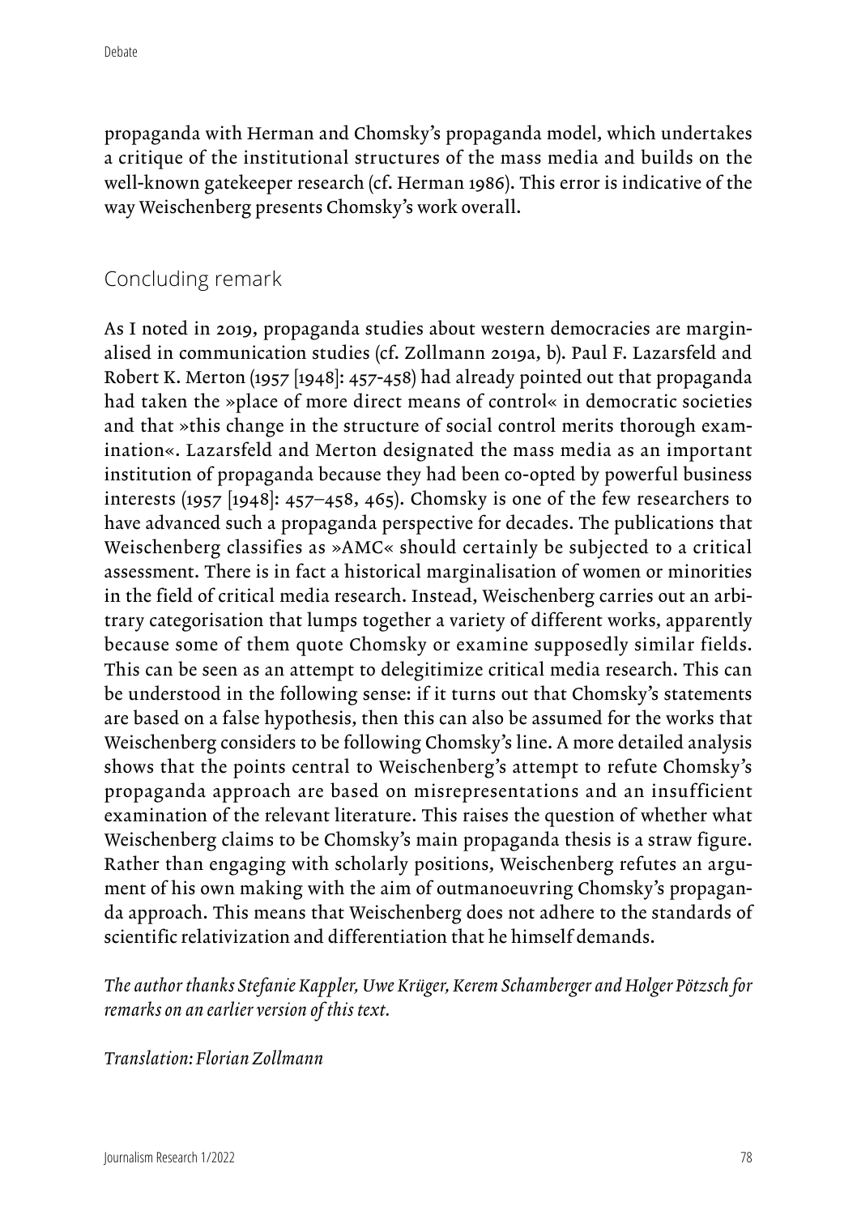propaganda with Herman and Chomsky's propaganda model, which undertakes a critique of the institutional structures of the mass media and builds on the well-known gatekeeper research (cf. Herman 1986). This error is indicative of the way Weischenberg presents Chomsky's work overall.

## Concluding remark

As I noted in 2019, propaganda studies about western democracies are marginalised in communication studies (cf. Zollmann 2019a, b). Paul F. Lazarsfeld and Robert K. Merton (1957 [1948]: 457-458) had already pointed out that propaganda had taken the »place of more direct means of control« in democratic societies and that »this change in the structure of social control merits thorough examination«. Lazarsfeld and Merton designated the mass media as an important institution of propaganda because they had been co-opted by powerful business interests (1957 [1948]: 457–458, 465). Chomsky is one of the few researchers to have advanced such a propaganda perspective for decades. The publications that Weischenberg classifies as »AMC« should certainly be subjected to a critical assessment. There is in fact a historical marginalisation of women or minorities in the field of critical media research. Instead, Weischenberg carries out an arbitrary categorisation that lumps together a variety of different works, apparently because some of them quote Chomsky or examine supposedly similar fields. This can be seen as an attempt to delegitimize critical media research. This can be understood in the following sense: if it turns out that Chomsky's statements are based on a false hypothesis, then this can also be assumed for the works that Weischenberg considers to be following Chomsky's line. A more detailed analysis shows that the points central to Weischenberg's attempt to refute Chomsky's propaganda approach are based on misrepresentations and an insufficient examination of the relevant literature. This raises the question of whether what Weischenberg claims to be Chomsky's main propaganda thesis is a straw figure. Rather than engaging with scholarly positions, Weischenberg refutes an argument of his own making with the aim of outmanoeuvring Chomsky's propaganda approach. This means that Weischenberg does not adhere to the standards of scientific relativization and differentiation that he himself demands.

*The author thanks Stefanie Kappler, Uwe Krüger, Kerem Schamberger and Holger Pötzsch for remarks on an earlier version of this text.*

*Translation: Florian Zollmann*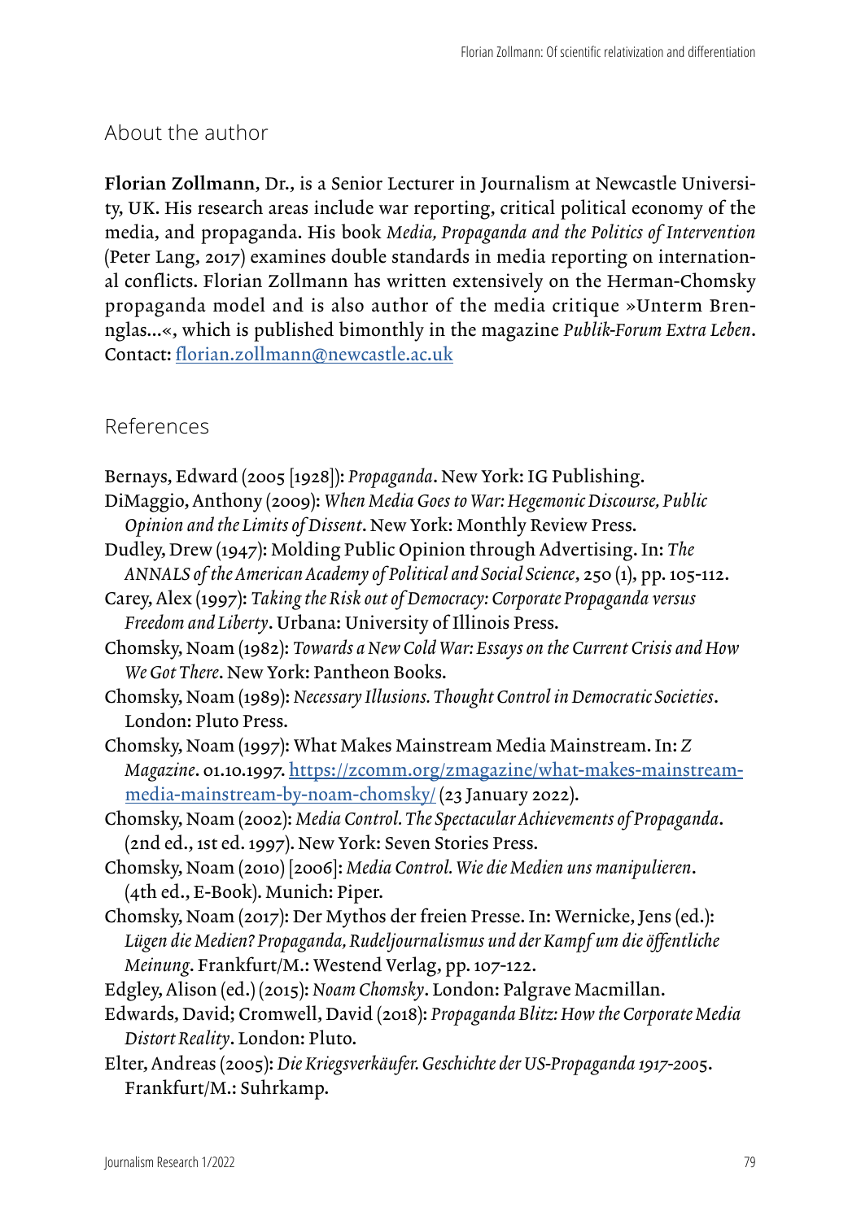## About the author

**Florian Zollmann**, Dr., is a Senior Lecturer in Journalism at Newcastle University, UK. His research areas include war reporting, critical political economy of the media, and propaganda. His book *Media, Propaganda and the Politics of Intervention* (Peter Lang, 2017) examines double standards in media reporting on international conflicts. Florian Zollmann has written extensively on the Herman-Chomsky propaganda model and is also author of the media critique »Unterm Brennglas…«, which is published bimonthly in the magazine *Publik-Forum Extra Leben*. Contact: florian.zollmann@newcastle.ac.uk

## References

Bernays, Edward (2005 [1928]): *Propaganda*. New York: IG Publishing.

DiMaggio, Anthony (2009): *When Media Goes to War: Hegemonic Discourse, Public Opinion and the Limits of Dissent*. New York: Monthly Review Press.

Dudley, Drew (1947): Molding Public Opinion through Advertising. In: *The ANNALS of the American Academy of Political and Social Science*, 250 (1), pp. 105-112.

Carey, Alex (1997): *Taking the Risk out of Democracy: Corporate Propaganda versus Freedom and Liberty*. Urbana: University of Illinois Press.

Chomsky, Noam (1982): *Towards a New Cold War: Essays on the Current Crisis and How We Got There*. New York: Pantheon Books.

Chomsky, Noam (1989): *Necessary Illusions. Thought Control in Democratic Societies*. London: Pluto Press.

Chomsky, Noam (1997): What Makes Mainstream Media Mainstream. In: *Z Magazine*. 01.10.1997. https://zcomm.org/zmagazine/what-makes-mainstream-media-mainstream-by-noam-chomsky/ (23 January 2022).

Chomsky, Noam (2002): *Media Control. The Spectacular Achievements of Propaganda*. (2nd ed., 1st ed. 1997). New York: Seven Stories Press.

Chomsky, Noam (2010) [2006]: *Media Control. Wie die Medien uns manipulieren*. (4th ed., E-Book). Munich: Piper.

Chomsky, Noam (2017): Der Mythos der freien Presse. In: Wernicke, Jens (ed.): *Lügen die Medien? Propaganda, Rudeljournalismus und der Kampf um die öffentliche Meinung*. Frankfurt/M.: Westend Verlag, pp. 107-122.

Edgley, Alison (ed.) (2015): *Noam Chomsky*. London: Palgrave Macmillan.

Edwards, David; Cromwell, David (2018): *Propaganda Blitz: How the Corporate Media Distort Reality*. London: Pluto.

Elter, Andreas (2005): *Die Kriegsverkäufer. Geschichte der US-Propaganda 1917-2005*. Frankfurt/M.: Suhrkamp.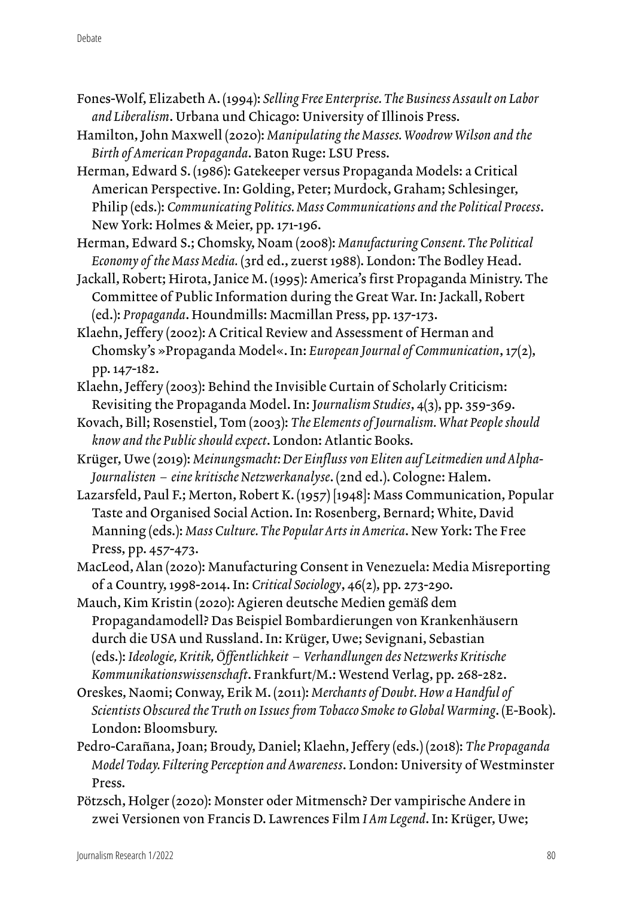Fones-Wolf, Elizabeth A. (1994): *Selling Free Enterprise. The Business Assault on Labor and Liberalism*. Urbana und Chicago: University of Illinois Press.

Hamilton, John Maxwell (2020): *Manipulating the Masses. Woodrow Wilson and the Birth of American Propaganda*. Baton Ruge: LSU Press.

Herman, Edward S. (1986): Gatekeeper versus Propaganda Models: a Critical American Perspective. In: Golding, Peter; Murdock, Graham; Schlesinger, Philip (eds.): *Communicating Politics. Mass Communications and the Political Process*. New York: Holmes & Meier, pp. 171-196.

Herman, Edward S.; Chomsky, Noam (2008): *Manufacturing Consent. The Political Economy of the Mass Media*. (3rd ed., zuerst 1988). London: The Bodley Head.

Jackall, Robert; Hirota, Janice M. (1995): America's first Propaganda Ministry. The Committee of Public Information during the Great War. In: Jackall, Robert (ed.): *Propaganda*. Houndmills: Macmillan Press, pp. 137-173.

Klaehn, Jeffery (2002): A Critical Review and Assessment of Herman and Chomsky's »Propaganda Model«. In: *European Journal of Communication*, 17(2), pp. 147-182.

Klaehn, Jeffery (2003): Behind the Invisible Curtain of Scholarly Criticism: Revisiting the Propaganda Model. In: *Journalism Studies*, 4(3), pp. 359-369.

Kovach, Bill; Rosenstiel, Tom (2003): *The Elements of Journalism. What People should know and the Public should expect*. London: Atlantic Books.

Krüger, Uwe (2019): *Meinungsmacht: Der Einfluss von Eliten auf Leitmedien und Alpha-Journalisten – eine kritische Netzwerkanalyse*. (2nd ed.). Cologne: Halem.

Lazarsfeld, Paul F.; Merton, Robert K. (1957) [1948]: Mass Communication, Popular Taste and Organised Social Action. In: Rosenberg, Bernard; White, David Manning (eds.): *Mass Culture. The Popular Arts in America*. New York: The Free Press, pp. 457-473.

MacLeod, Alan (2020): Manufacturing Consent in Venezuela: Media Misreporting of a Country, 1998-2014. In: *Critical Sociology*, 46(2), pp. 273-290.

Mauch, Kim Kristin (2020): Agieren deutsche Medien gemäß dem Propagandamodell? Das Beispiel Bombardierungen von Krankenhäusern durch die USA und Russland. In: Krüger, Uwe; Sevignani, Sebastian (eds.): *Ideologie, Kritik, Öffentlichkeit – Verhandlungen des Netzwerks Kritische Kommunikationswissenschaft*. Frankfurt/M.: Westend Verlag, pp. 268-282.

Oreskes, Naomi; Conway, Erik M. (2011): *Merchants of Doubt. How a Handful of Scientists Obscured the Truth on Issues from Tobacco Smoke to Global Warming*. (E-Book). London: Bloomsbury.

Pedro-Carañana, Joan; Broudy, Daniel; Klaehn, Jeffery (eds.) (2018): *The Propaganda Model Today. Filtering Perception and Awareness*. London: University of Westminster Press.

Pötzsch, Holger (2020): Monster oder Mitmensch? Der vampirische Andere in zwei Versionen von Francis D. Lawrences Film *I Am Legend*. In: Krüger, Uwe;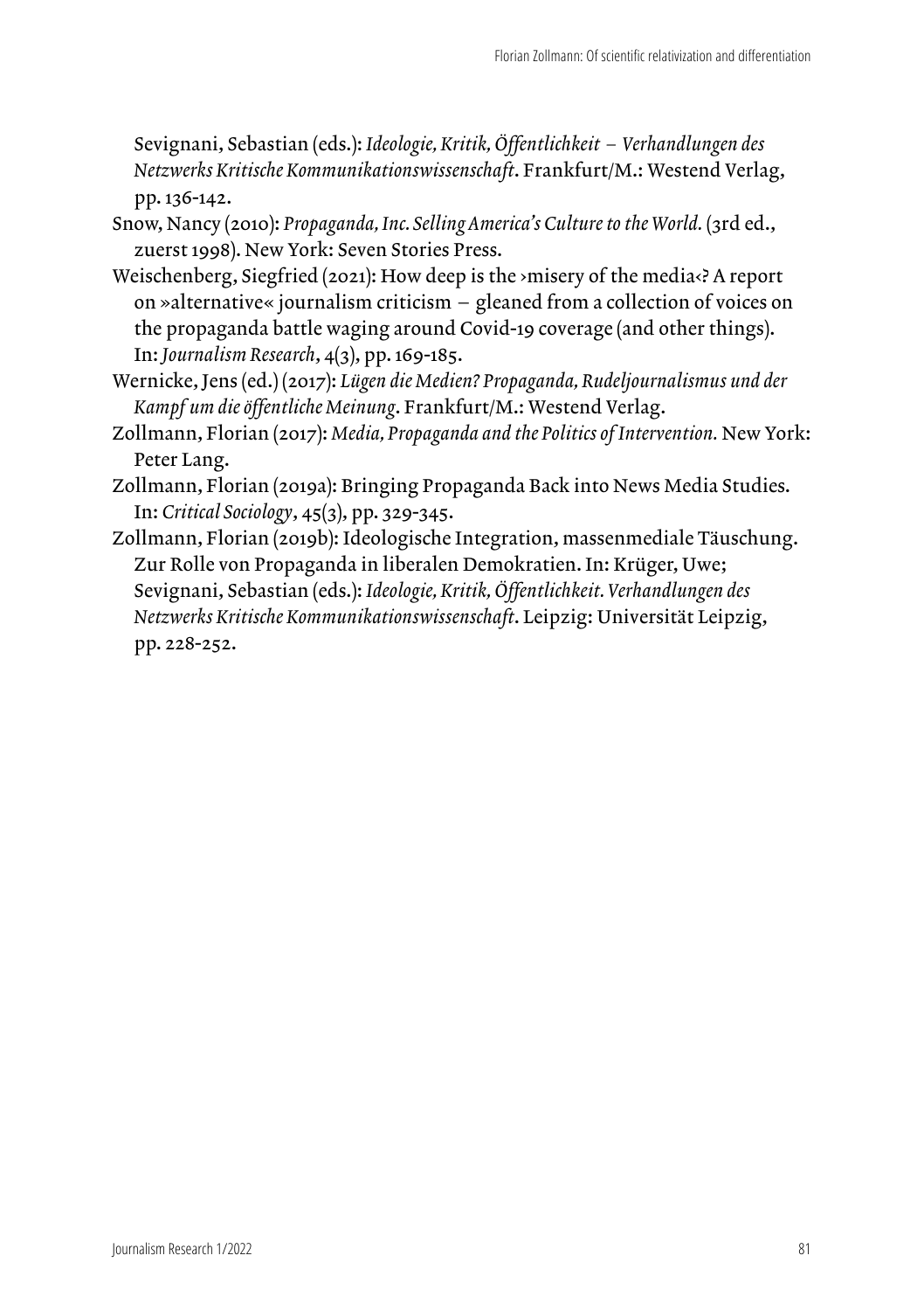Sevignani, Sebastian (eds.): *Ideologie, Kritik, Öffentlichkeit – Verhandlungen des Netzwerks Kritische Kommunikationswissenschaft*. Frankfurt/M.: Westend Verlag, pp. 136-142.

Snow, Nancy (2010): *Propaganda, Inc. Selling America's Culture to the World.* (3rd ed., zuerst 1998). New York: Seven Stories Press.

Weischenberg, Siegfried (2021): How deep is the ›misery of the media‹? A report on »alternative« journalism criticism – gleaned from a collection of voices on the propaganda battle waging around Covid-19 coverage (and other things). In: *Journalism Research*, 4(3), pp. 169-185.

Wernicke, Jens (ed.) (2017): *Lügen die Medien? Propaganda, Rudeljournalismus und der Kampf um die öffentliche Meinung*. Frankfurt/M.: Westend Verlag.

Zollmann, Florian (2017): *Media, Propaganda and the Politics of Intervention.* New York: Peter Lang.

Zollmann, Florian (2019a): Bringing Propaganda Back into News Media Studies. In: *Critical Sociology*, 45(3), pp. 329-345.

Zollmann, Florian (2019b): Ideologische Integration, massenmediale Täuschung. Zur Rolle von Propaganda in liberalen Demokratien. In: Krüger, Uwe; Sevignani, Sebastian (eds.): *Ideologie, Kritik, Öffentlichkeit. Verhandlungen des Netzwerks Kritische Kommunikationswissenschaft*. Leipzig: Universität Leipzig, pp. 228-252.